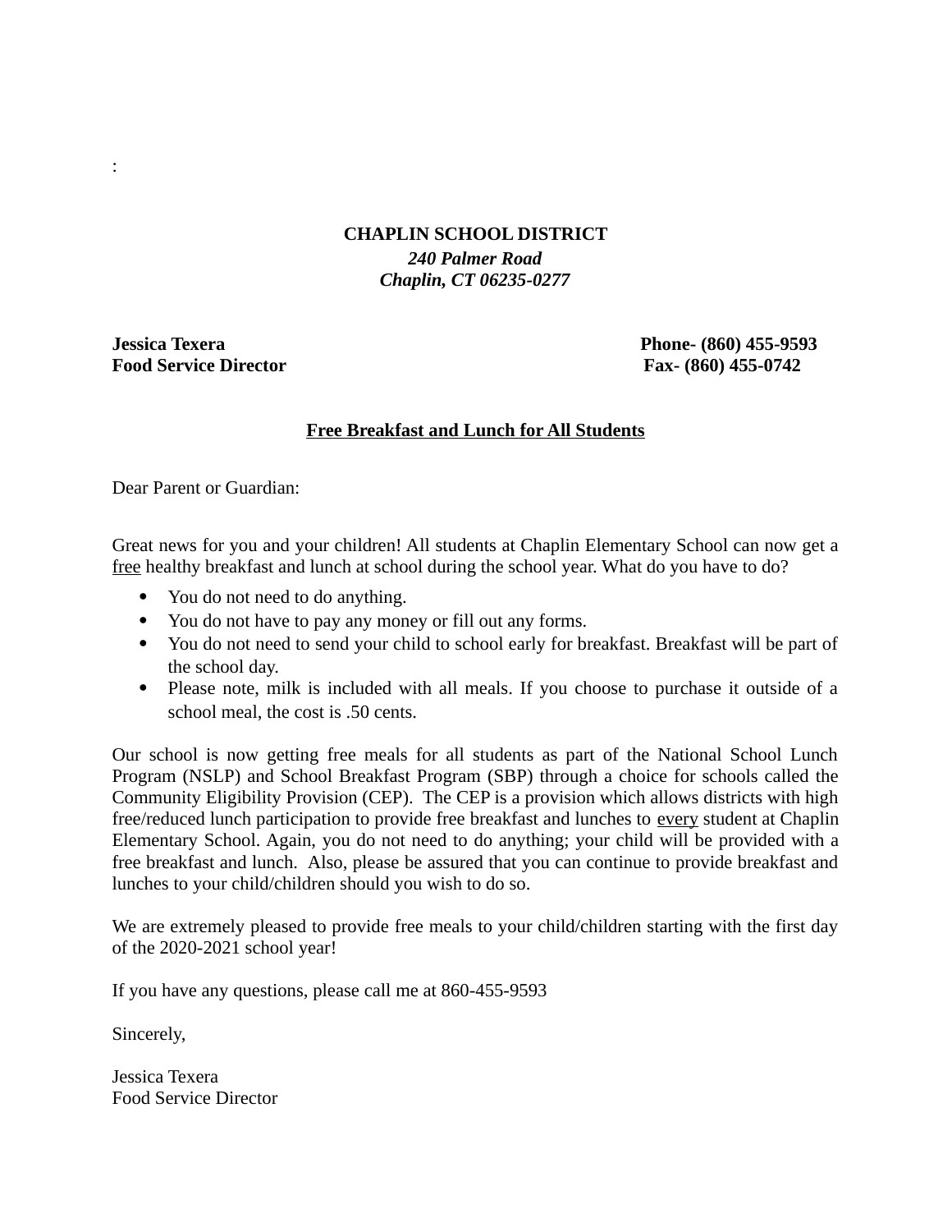:

**CHAPLIN SCHOOL DISTRICT**
***240 Palmer Road***
***Chaplin, CT 06235-0277***

**Jessica Texera** **Phone- (860) 455-9593**
**Food Service Director** **Fax- (860) 455-0742**

**Free Breakfast and Lunch for All Students**

Dear Parent or Guardian:

Great news for you and your children! All students at Chaplin Elementary School can now get a free healthy breakfast and lunch at school during the school year. What do you have to do?

- You do not need to do anything.
- You do not have to pay any money or fill out any forms.
- You do not need to send your child to school early for breakfast. Breakfast will be part of the school day.
- Please note, milk is included with all meals. If you choose to purchase it outside of a school meal, the cost is .50 cents.

Our school is now getting free meals for all students as part of the National School Lunch Program (NSLP) and School Breakfast Program (SBP) through a choice for schools called the Community Eligibility Provision (CEP). The CEP is a provision which allows districts with high free/reduced lunch participation to provide free breakfast and lunches to every student at Chaplin Elementary School. Again, you do not need to do anything; your child will be provided with a free breakfast and lunch. Also, please be assured that you can continue to provide breakfast and lunches to your child/children should you wish to do so.

We are extremely pleased to provide free meals to your child/children starting with the first day of the 2020-2021 school year!

If you have any questions, please call me at 860-455-9593

Sincerely,

Jessica Texera
Food Service Director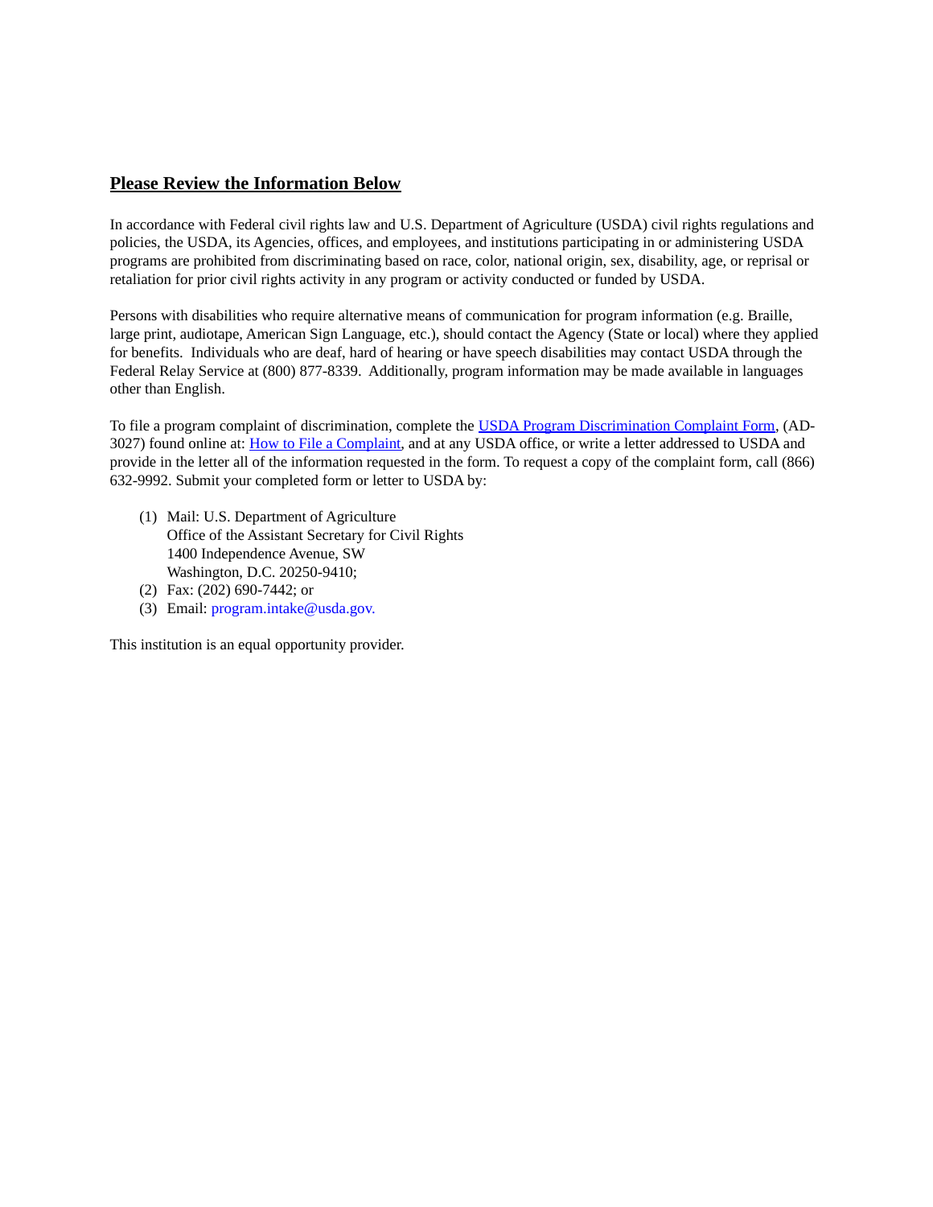## Please Review the Information Below

In accordance with Federal civil rights law and U.S. Department of Agriculture (USDA) civil rights regulations and policies, the USDA, its Agencies, offices, and employees, and institutions participating in or administering USDA programs are prohibited from discriminating based on race, color, national origin, sex, disability, age, or reprisal or retaliation for prior civil rights activity in any program or activity conducted or funded by USDA.

Persons with disabilities who require alternative means of communication for program information (e.g. Braille, large print, audiotape, American Sign Language, etc.), should contact the Agency (State or local) where they applied for benefits. Individuals who are deaf, hard of hearing or have speech disabilities may contact USDA through the Federal Relay Service at (800) 877-8339. Additionally, program information may be made available in languages other than English.

To file a program complaint of discrimination, complete the USDA Program Discrimination Complaint Form, (AD-3027) found online at: How to File a Complaint, and at any USDA office, or write a letter addressed to USDA and provide in the letter all of the information requested in the form. To request a copy of the complaint form, call (866) 632-9992. Submit your completed form or letter to USDA by:

(1) Mail: U.S. Department of Agriculture
    Office of the Assistant Secretary for Civil Rights
    1400 Independence Avenue, SW
    Washington, D.C. 20250-9410;
(2) Fax: (202) 690-7442; or
(3) Email: program.intake@usda.gov.

This institution is an equal opportunity provider.